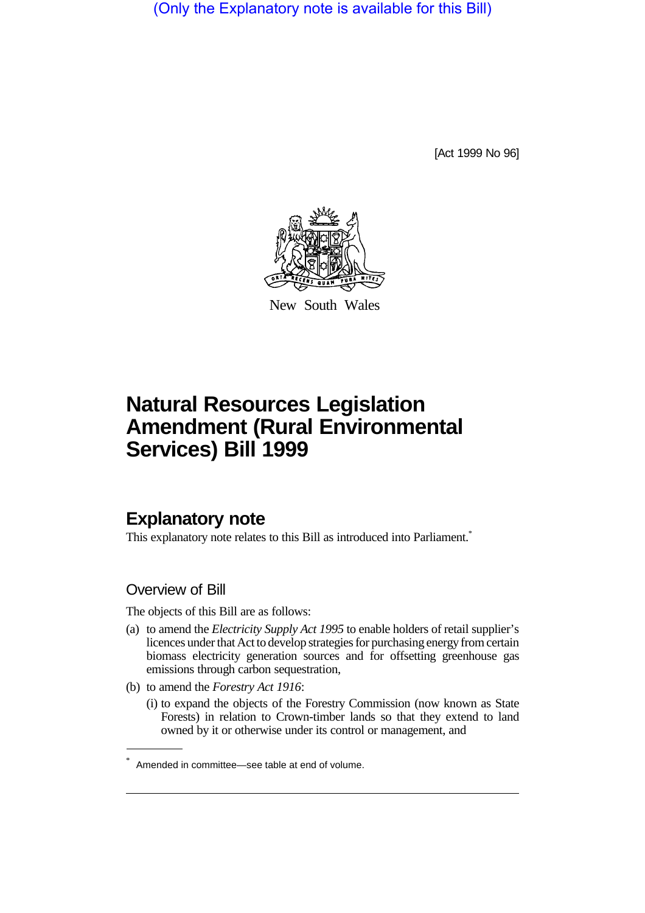(Only the Explanatory note is available for this Bill)

[Act 1999 No 96]

New South Wales

# Natural Resources Legislation Amendment (Rural Environmental Services) Bill 1999

## Explanatory note

This explanatory note relates to this Bill as introduced into Parliament.*

### Overview of Bill

The objects of this Bill are as follows:

(a) to amend the *Electricity Supply Act 1995* to enable holders of retail supplier's licences under that Act to develop strategies for purchasing energy from certain biomass electricity generation sources and for offsetting greenhouse gas emissions through carbon sequestration,

(b) to amend the *Forestry Act 1916*:

(i) to expand the objects of the Forestry Commission (now known as State Forests) in relation to Crown-timber lands so that they extend to land owned by it or otherwise under its control or management, and

* Amended in committee—see table at end of volume.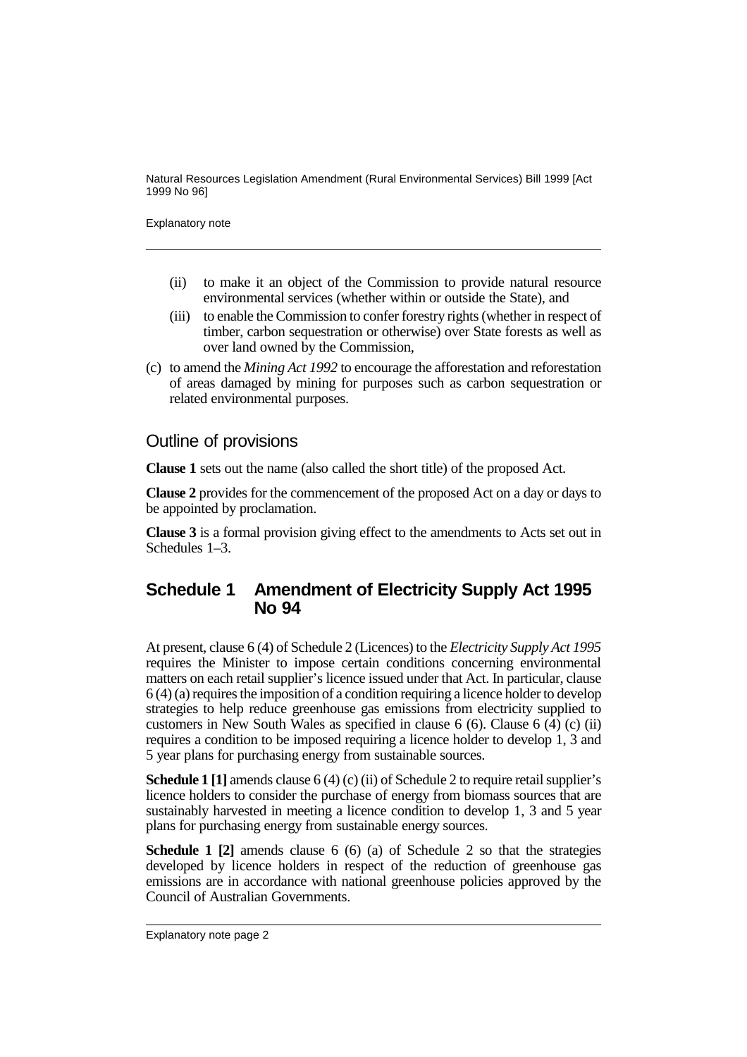(ii) to make it an object of the Commission to provide natural resource environmental services (whether within or outside the State), and

(iii) to enable the Commission to confer forestry rights (whether in respect of timber, carbon sequestration or otherwise) over State forests as well as over land owned by the Commission,

(c) to amend the *Mining Act 1992* to encourage the afforestation and reforestation of areas damaged by mining for purposes such as carbon sequestration or related environmental purposes.

## Outline of provisions

**Clause 1** sets out the name (also called the short title) of the proposed Act.

**Clause 2** provides for the commencement of the proposed Act on a day or days to be appointed by proclamation.

**Clause 3** is a formal provision giving effect to the amendments to Acts set out in Schedules 1–3.

## Schedule 1 Amendment of Electricity Supply Act 1995 No 94

At present, clause 6 (4) of Schedule 2 (Licences) to the *Electricity Supply Act 1995* requires the Minister to impose certain conditions concerning environmental matters on each retail supplier's licence issued under that Act. In particular, clause 6 (4) (a) requires the imposition of a condition requiring a licence holder to develop strategies to help reduce greenhouse gas emissions from electricity supplied to customers in New South Wales as specified in clause 6 (6). Clause 6 (4) (c) (ii) requires a condition to be imposed requiring a licence holder to develop 1, 3 and 5 year plans for purchasing energy from sustainable sources.

**Schedule 1 [1]** amends clause 6 (4) (c) (ii) of Schedule 2 to require retail supplier's licence holders to consider the purchase of energy from biomass sources that are sustainably harvested in meeting a licence condition to develop 1, 3 and 5 year plans for purchasing energy from sustainable energy sources.

**Schedule 1 [2]** amends clause 6 (6) (a) of Schedule 2 so that the strategies developed by licence holders in respect of the reduction of greenhouse gas emissions are in accordance with national greenhouse policies approved by the Council of Australian Governments.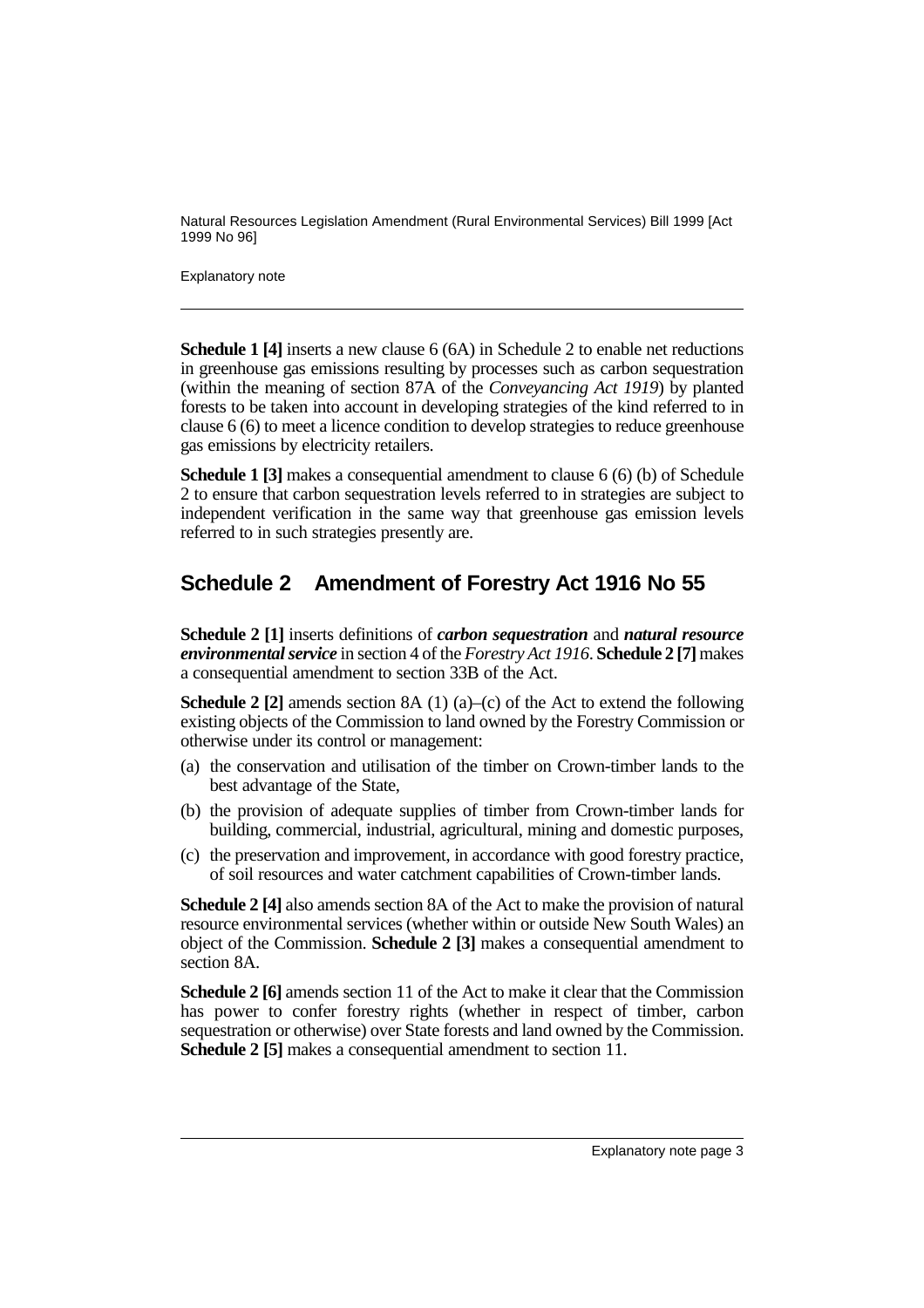**Schedule 1 [4]** inserts a new clause 6 (6A) in Schedule 2 to enable net reductions in greenhouse gas emissions resulting by processes such as carbon sequestration (within the meaning of section 87A of the *Conveyancing Act 1919*) by planted forests to be taken into account in developing strategies of the kind referred to in clause 6 (6) to meet a licence condition to develop strategies to reduce greenhouse gas emissions by electricity retailers.

**Schedule 1 [3]** makes a consequential amendment to clause 6 (6) (b) of Schedule 2 to ensure that carbon sequestration levels referred to in strategies are subject to independent verification in the same way that greenhouse gas emission levels referred to in such strategies presently are.

## Schedule 2 Amendment of Forestry Act 1916 No 55

**Schedule 2 [1]** inserts definitions of ***carbon sequestration*** and ***natural resource environmental service*** in section 4 of the *Forestry Act 1916*. **Schedule 2 [7]** makes a consequential amendment to section 33B of the Act.

**Schedule 2 [2]** amends section 8A (1) (a)–(c) of the Act to extend the following existing objects of the Commission to land owned by the Forestry Commission or otherwise under its control or management:

(a) the conservation and utilisation of the timber on Crown-timber lands to the best advantage of the State,

(b) the provision of adequate supplies of timber from Crown-timber lands for building, commercial, industrial, agricultural, mining and domestic purposes,

(c) the preservation and improvement, in accordance with good forestry practice, of soil resources and water catchment capabilities of Crown-timber lands.

**Schedule 2 [4]** also amends section 8A of the Act to make the provision of natural resource environmental services (whether within or outside New South Wales) an object of the Commission. **Schedule 2 [3]** makes a consequential amendment to section 8A.

**Schedule 2 [6]** amends section 11 of the Act to make it clear that the Commission has power to confer forestry rights (whether in respect of timber, carbon sequestration or otherwise) over State forests and land owned by the Commission. **Schedule 2 [5]** makes a consequential amendment to section 11.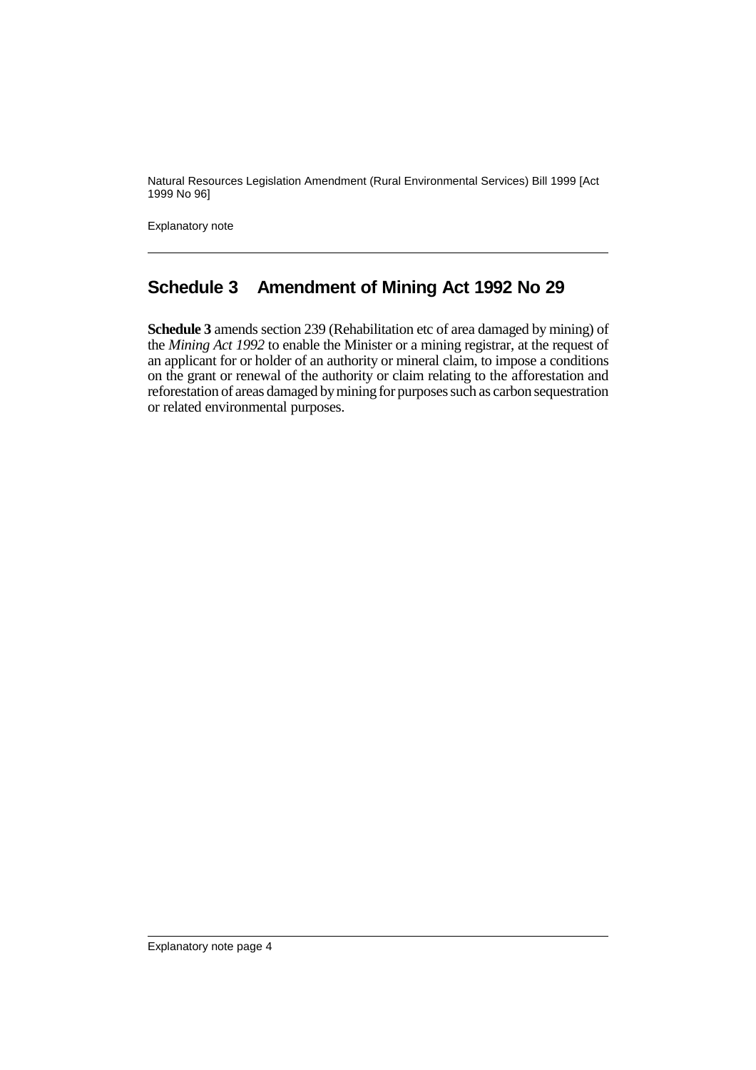## Schedule 3 Amendment of Mining Act 1992 No 29

**Schedule 3** amends section 239 (Rehabilitation etc of area damaged by mining) of the *Mining Act 1992* to enable the Minister or a mining registrar, at the request of an applicant for or holder of an authority or mineral claim, to impose a conditions on the grant or renewal of the authority or claim relating to the afforestation and reforestation of areas damaged by mining for purposes such as carbon sequestration or related environmental purposes.